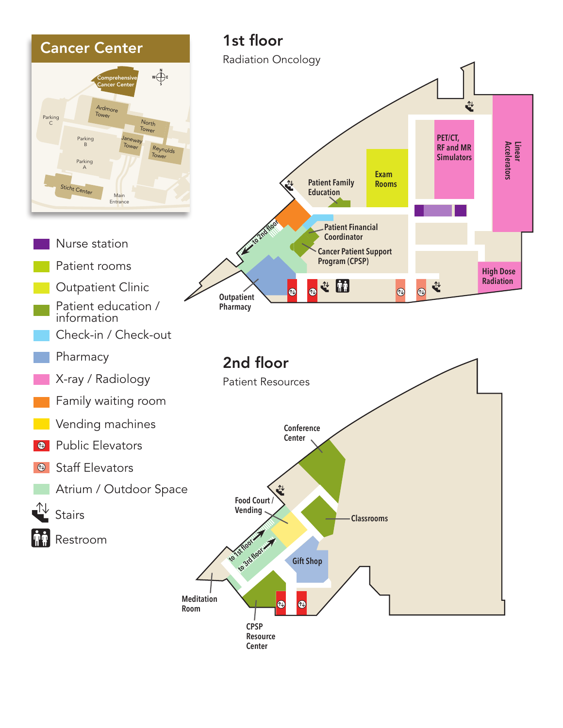## Cancer Center

Comprehensive Cancer Center

Ardmore Tower

North Tower

Janeway Tower

Reynolds Tower

Parking C

Parking B

Parking A

Sticht Center

Main Entrance

- Nurse station
- Patient rooms
- Outpatient Clinic
- Patient education / information
- Check-in / Check-out
- Pharmacy
- X-ray / Radiology
- Family waiting room
- Vending machines
- Public Elevators
- Staff Elevators
- Atrium / Outdoor Space
- Stairs
- Restroom

# 1st floor

Radiation Oncology

PET/CT, RF and MR Simulators

Linear Accelerators

Exam Rooms

Patient Family Education

Patient Financial Coordinator

Cancer Patient Support Program (CPSP)

High Dose Radiation

to 2nd floor

Outpatient Pharmacy

# 2nd floor

Patient Resources

Conference Center

Food Court / Vending

Classrooms

to 1st floor

to 3rd floor

Gift Shop

Meditation Room

CPSP Resource Center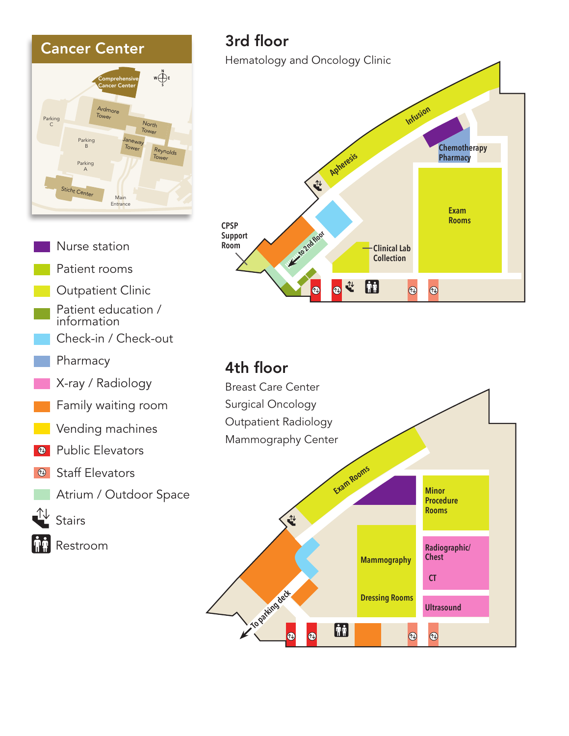## Cancer Center

Comprehensive Cancer Center

Ardmore Tower

North Tower

Janeway Tower

Reynolds Tower

Parking C

Parking B

Parking A

Sticht Center

Main Entrance

- Nurse station
- Patient rooms
- Outpatient Clinic
- Patient education / information
- Check-in / Check-out
- Pharmacy
- X-ray / Radiology
- Family waiting room
- Vending machines
- Public Elevators
- Staff Elevators
- Atrium / Outdoor Space
- Stairs
- Restroom

## 3rd floor

Hematology and Oncology Clinic

Infusion

Apheresis

Chemotherapy Pharmacy

Exam Rooms

Clinical Lab Collection

CPSP Support Room

to 2nd floor

## 4th floor

Breast Care Center

Surgical Oncology

Outpatient Radiology

Mammography Center

Exam Rooms

Minor Procedure Rooms

Mammography

Dressing Rooms

Radiographic/ Chest

CT

Ultrasound

To parking deck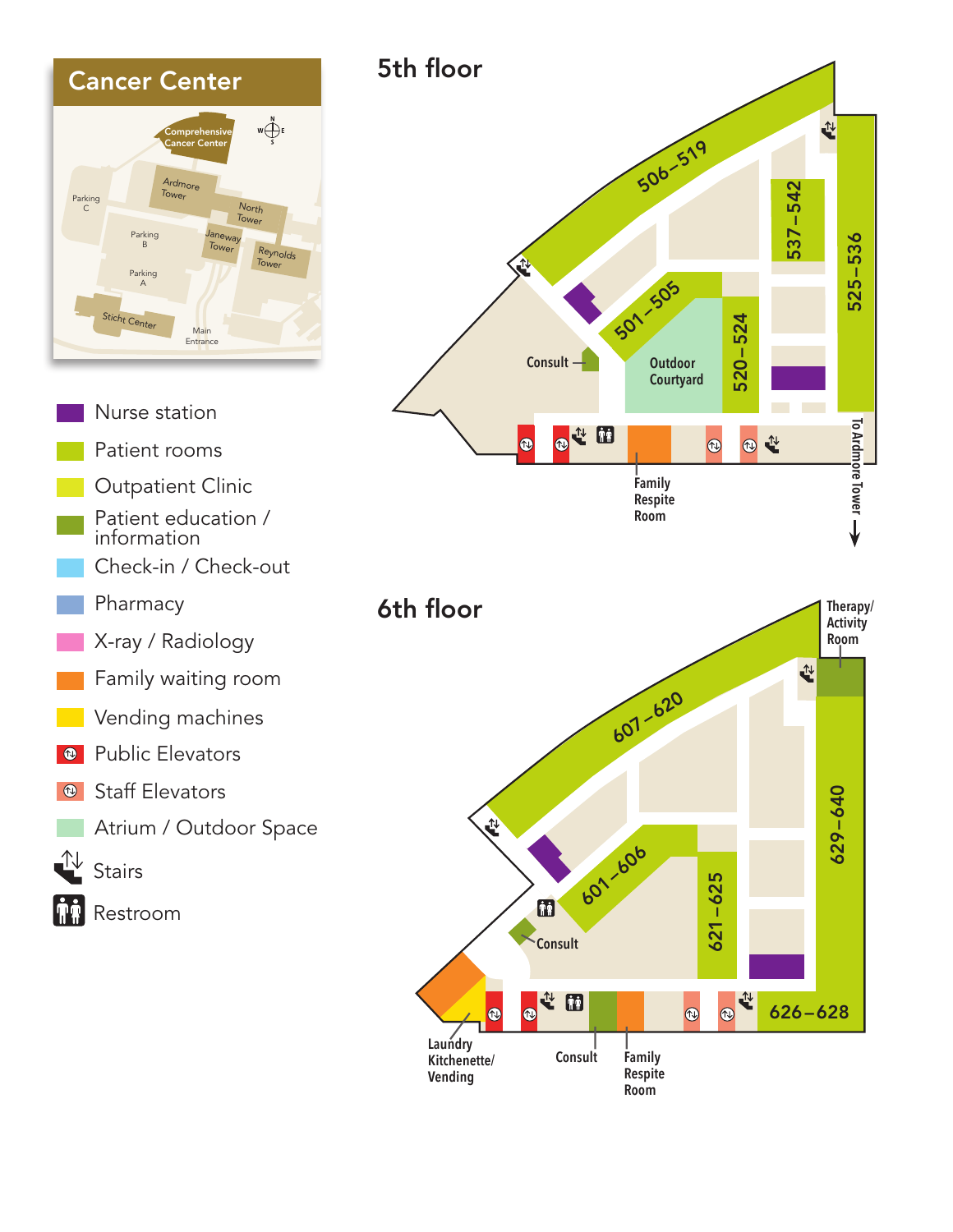## Cancer Center

Comprehensive Cancer Center

Ardmore Tower

North Tower

Janeway Tower

Reynolds Tower

Parking C

Parking B

Parking A

Sticht Center

Main Entrance

- Nurse station
- Patient rooms
- Outpatient Clinic
- Patient education / information
- Check-in / Check-out
- Pharmacy
- X-ray / Radiology
- Family waiting room
- Vending machines
- Public Elevators
- Staff Elevators
- Atrium / Outdoor Space
- Stairs
- Restroom

## 5th floor

506–519

537–542

525–536

501–505

520–524

Consult

Outdoor Courtyard

Family Respite Room

To Ardmore Tower

## 6th floor

Therapy/ Activity Room

607–620

629–640

601–606

621–625

Consult

626–628

Laundry Kitchenette/ Vending

Consult

Family Respite Room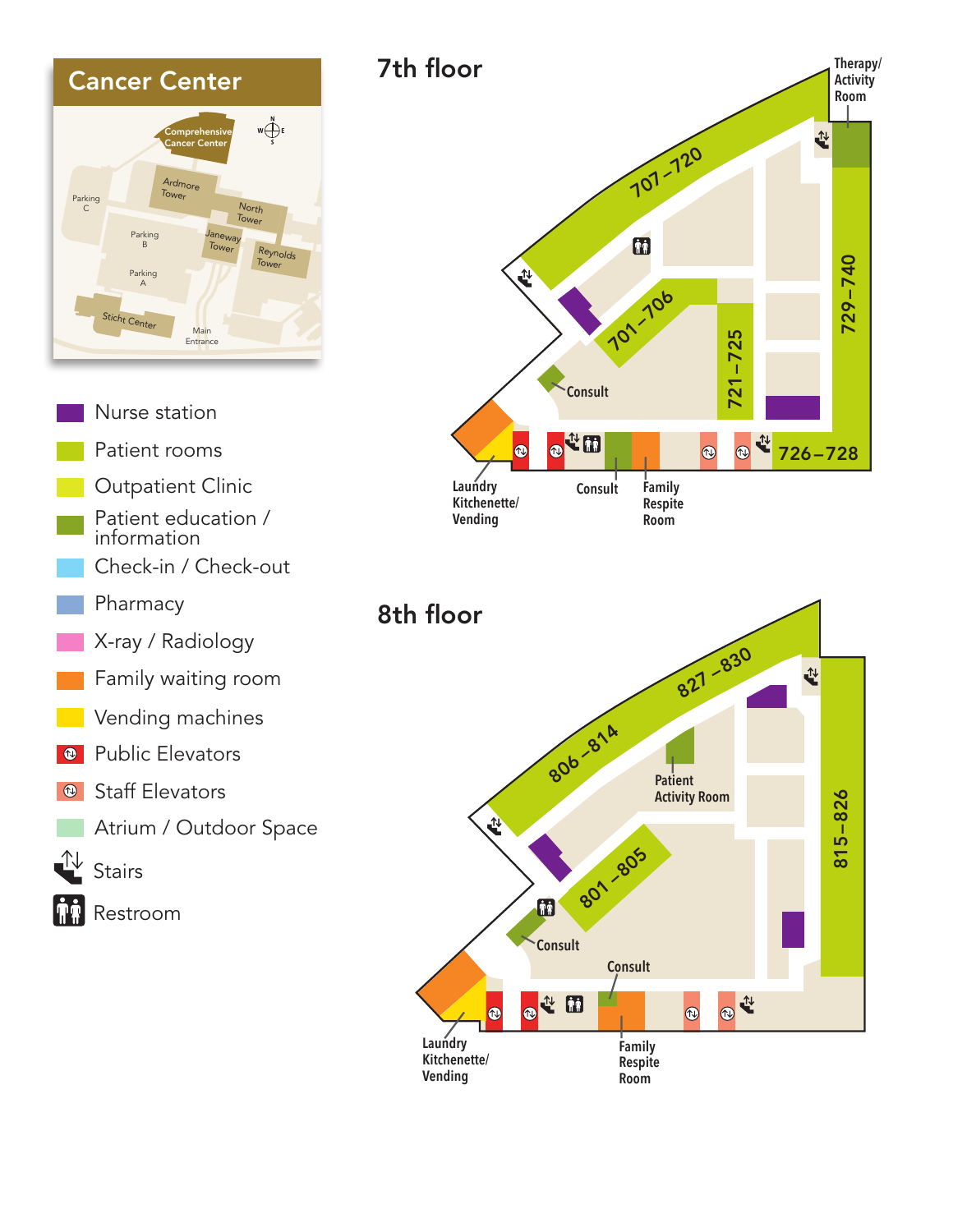## Cancer Center

Comprehensive Cancer Center

Ardmore Tower

North Tower

Parking C

Parking B

Janeway Tower

Reynolds Tower

Parking A

Sticht Center

Main Entrance

- Nurse station
- Patient rooms
- Outpatient Clinic
- Patient education / information
- Check-in / Check-out
- Pharmacy
- X-ray / Radiology
- Family waiting room
- Vending machines
- Public Elevators
- Staff Elevators
- Atrium / Outdoor Space
- Stairs
- Restroom

## 7th floor

707–720

701–706

721–725

729–740

726–728

Therapy/ Activity Room

Consult

Laundry Kitchenette/ Vending

Consult

Family Respite Room

## 8th floor

827–830

806–814

801–805

815–826

Patient Activity Room

Consult

Consult

Laundry Kitchenette/ Vending

Family Respite Room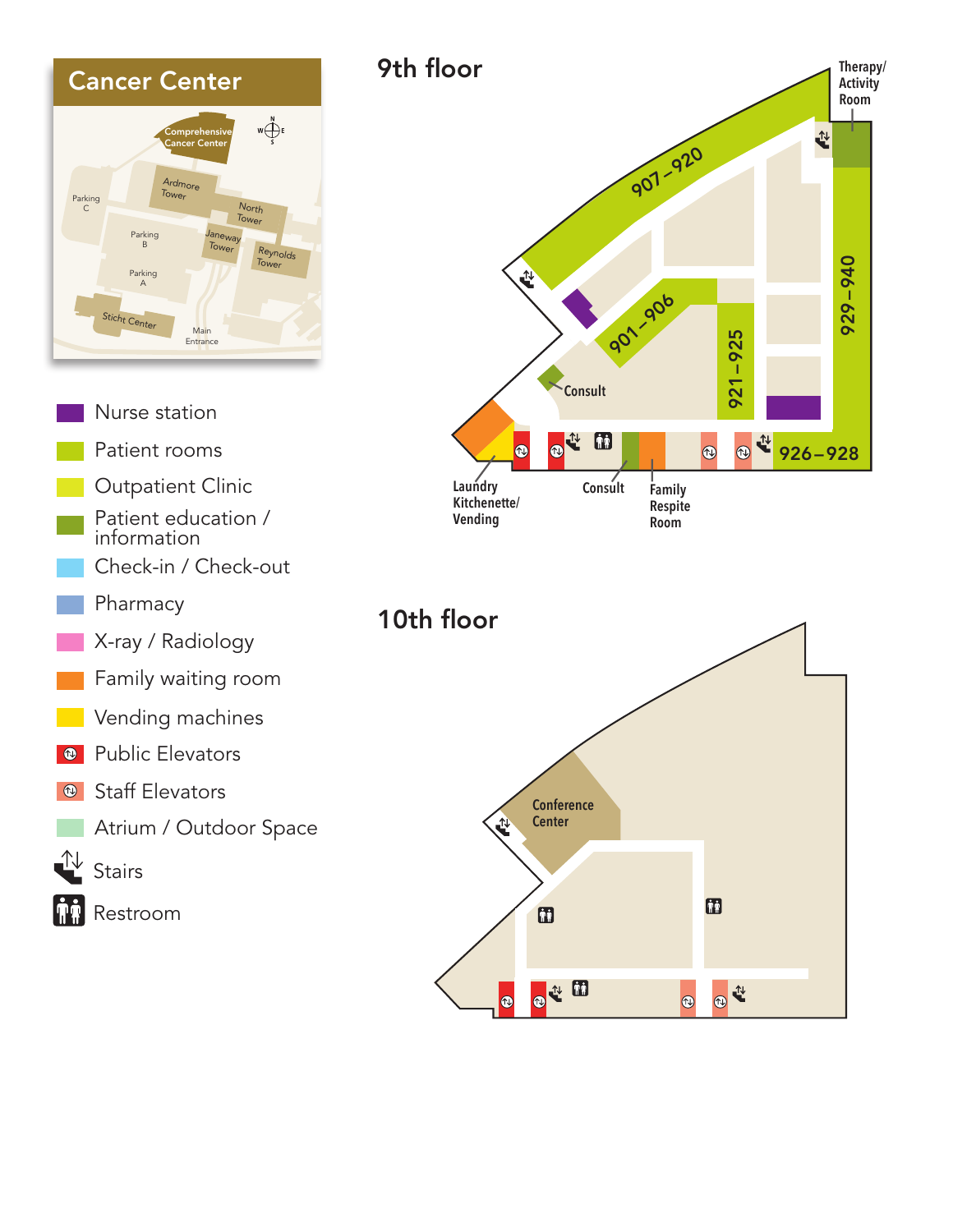## Cancer Center

Comprehensive Cancer Center

Ardmore Tower

North Tower

Janeway Tower

Reynolds Tower

Parking C

Parking B

Parking A

Sticht Center

Main Entrance

N
W E
S

- Nurse station
- Patient rooms
- Outpatient Clinic
- Patient education / information
- Check-in / Check-out
- Pharmacy
- X-ray / Radiology
- Family waiting room
- Vending machines
- Public Elevators
- Staff Elevators
- Atrium / Outdoor Space
- Stairs
- Restroom

## 9th floor

Therapy/ Activity Room

907–920

901–906

921–925

929–940

926–928

Consult

Laundry Kitchenette/ Vending

Consult

Family Respite Room

## 10th floor

Conference Center